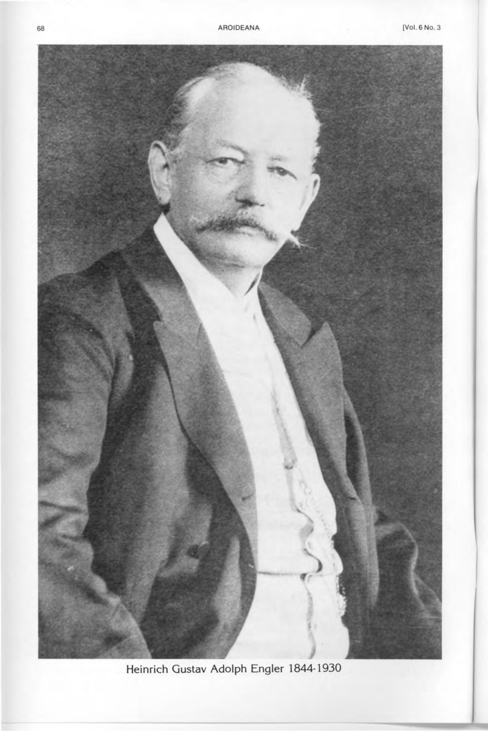Heinrich Gustav Adolph Engler 1844-1930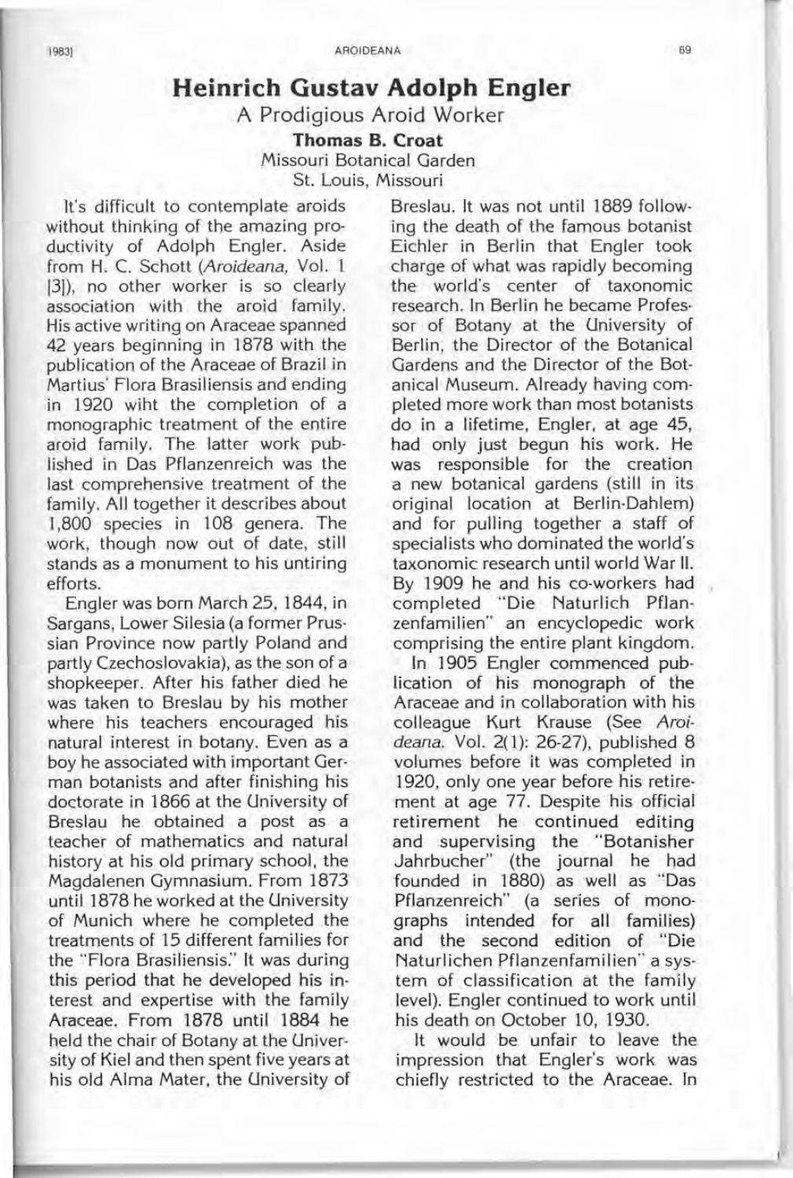# Heinrich Gustav Adolph Engler

A Prodigious Aroid Worker

**Thomas B. Croat**
Missouri Botanical Garden
St. Louis, Missouri

It's difficult to contemplate aroids without thinking of the amazing productivity of Adolph Engler. Aside from H. C. Schott (*Aroideana*, Vol. 1 [3]), no other worker is so clearly association with the aroid family. His active writing on Araceae spanned 42 years beginning in 1878 with the publication of the Araceae of Brazil in Martius' Flora Brasiliensis and ending in 1920 wiht the completion of a monographic treatment of the entire aroid family. The latter work published in Das Pflanzenreich was the last comprehensive treatment of the family. All together it describes about 1,800 species in 108 genera. The work, though now out of date, still stands as a monument to his untiring efforts.

Engler was born March 25, 1844, in Sargans, Lower Silesia (a former Prussian Province now partly Poland and partly Czechoslovakia), as the son of a shopkeeper. After his father died he was taken to Breslau by his mother where his teachers encouraged his natural interest in botany. Even as a boy he associated with important German botanists and after finishing his doctorate in 1866 at the University of Breslau he obtained a post as a teacher of mathematics and natural history at his old primary school, the Magdalenen Gymnasium. From 1873 until 1878 he worked at the University of Munich where he completed the treatments of 15 different families for the "Flora Brasiliensis." It was during this period that he developed his interest and expertise with the family Araceae. From 1878 until 1884 he held the chair of Botany at the University of Kiel and then spent five years at his old Alma Mater, the University of Breslau. It was not until 1889 following the death of the famous botanist Eichler in Berlin that Engler took charge of what was rapidly becoming the world's center of taxonomic research. In Berlin he became Professor of Botany at the University of Berlin, the Director of the Botanical Gardens and the Director of the Botanical Museum. Already having completed more work than most botanists do in a lifetime, Engler, at age 45, had only just begun his work. He was responsible for the creation a new botanical gardens (still in its original location at Berlin-Dahlem) and for pulling together a staff of specialists who dominated the world's taxonomic research until world War II. By 1909 he and his co-workers had completed "Die Naturlich Pflanzenfamilien" an encyclopedic work comprising the entire plant kingdom.

In 1905 Engler commenced publication of his monograph of the Araceae and in collaboration with his colleague Kurt Krause (See *Aroideana*. Vol. 2(1): 26-27), published 8 volumes before it was completed in 1920, only one year before his retirement at age 77. Despite his official retirement he continued editing and supervising the "Botanisher Jahrbucher" (the journal he had founded in 1880) as well as "Das Pflanzenreich" (a series of monographs intended for all families) and the second edition of "Die Naturlichen Pflanzenfamilien" a system of classification at the family level). Engler continued to work until his death on October 10, 1930.

It would be unfair to leave the impression that Engler's work was chiefly restricted to the Araceae. In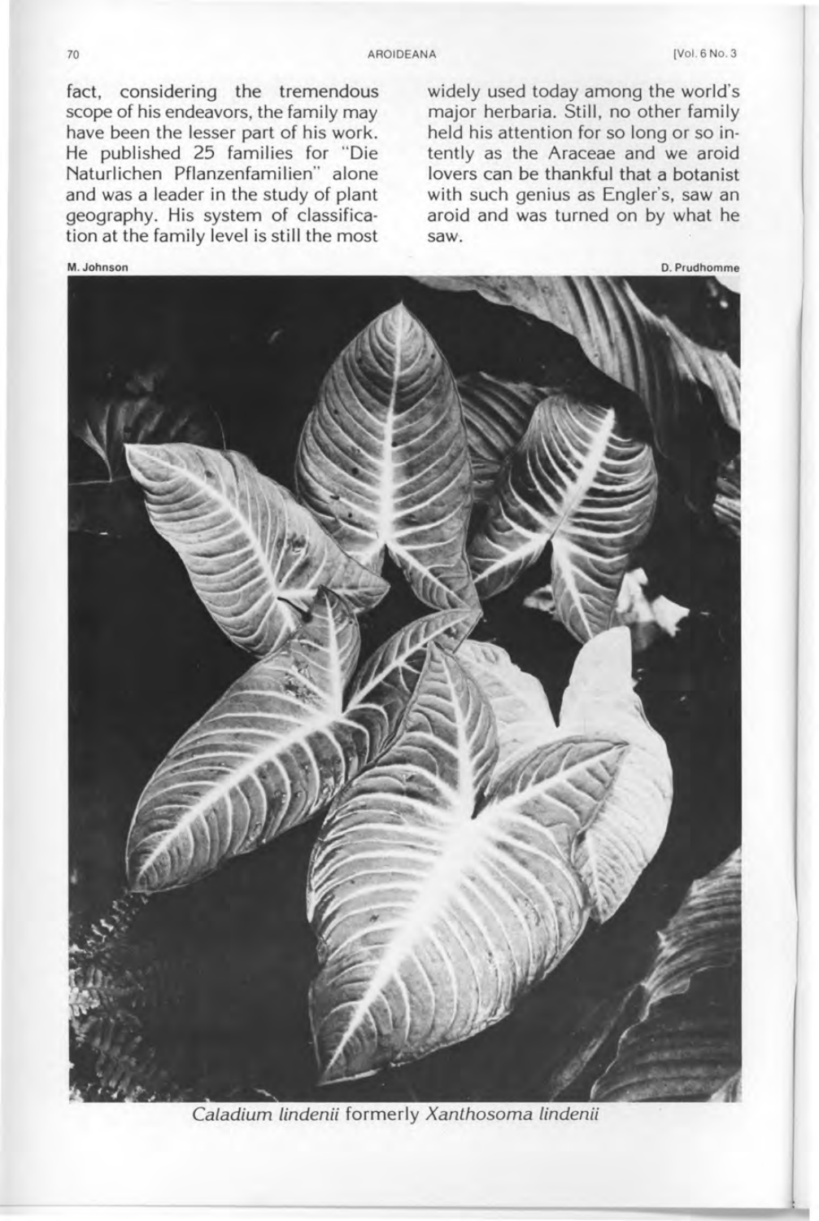fact, considering the tremendous scope of his endeavors, the family may have been the lesser part of his work. He published 25 families for "Die Naturlichen Pflanzenfamilien" alone and was a leader in the study of plant geography. His system of classification at the family level is still the most widely used today among the world's major herbaria. Still, no other family held his attention for so long or so intently as the Araceae and we aroid lovers can be thankful that a botanist with such genius as Engler's, saw an aroid and was turned on by what he saw.

M. Johnson

D. Prudhomme

*Caladium lindenii* formerly *Xanthosoma lindenii*